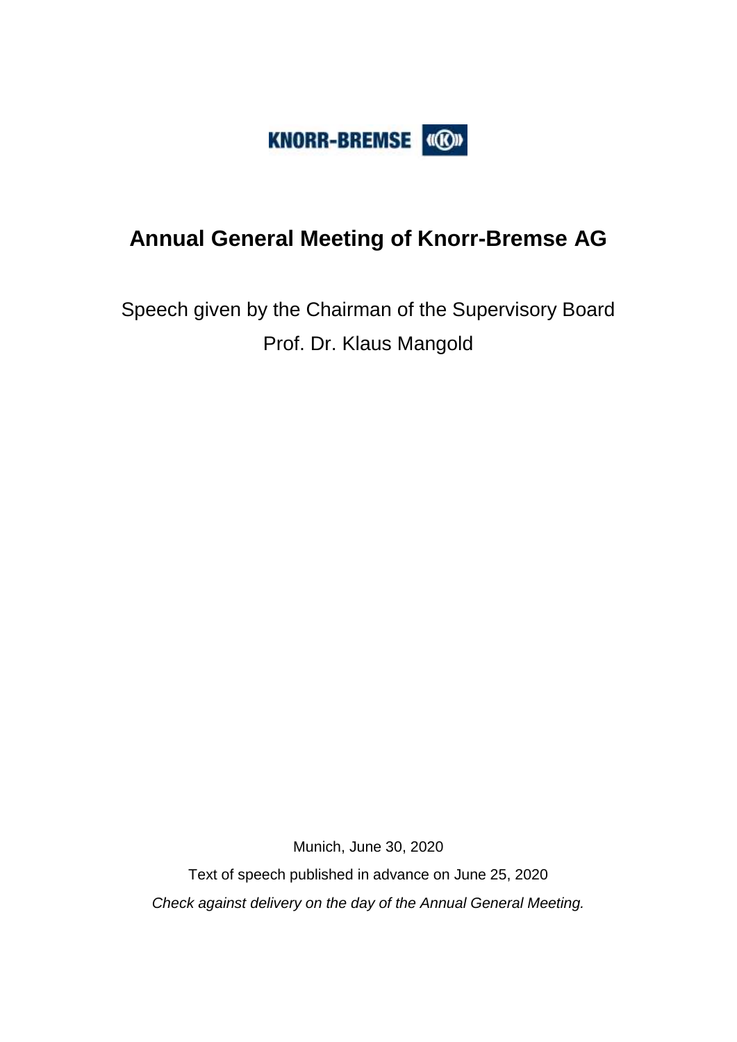KNORR-BREMSE

# Annual General Meeting of Knorr-Bremse AG

Speech given by the Chairman of the Supervisory Board

Prof. Dr. Klaus Mangold

Munich, June 30, 2020

Text of speech published in advance on June 25, 2020

*Check against delivery on the day of the Annual General Meeting.*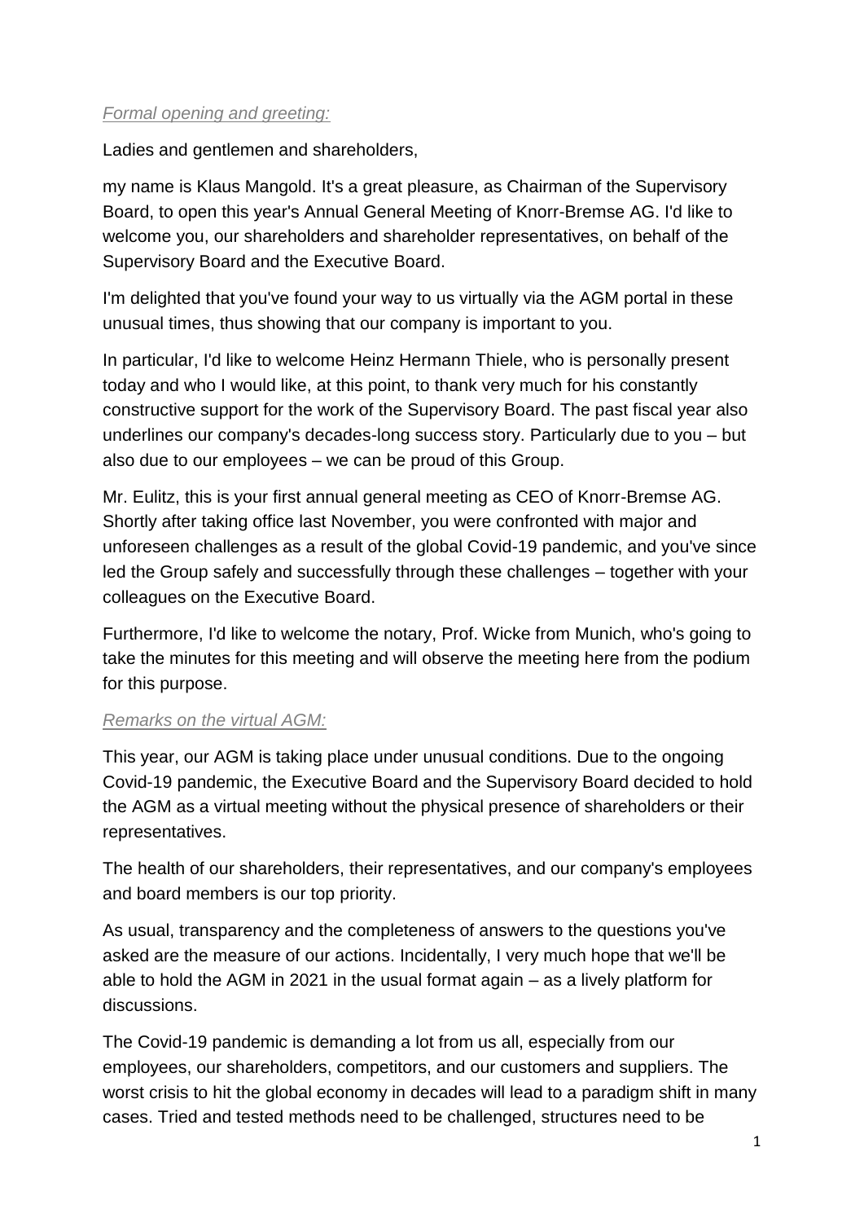*Formal opening and greeting:*

Ladies and gentlemen and shareholders,

my name is Klaus Mangold. It's a great pleasure, as Chairman of the Supervisory Board, to open this year's Annual General Meeting of Knorr-Bremse AG. I'd like to welcome you, our shareholders and shareholder representatives, on behalf of the Supervisory Board and the Executive Board.

I'm delighted that you've found your way to us virtually via the AGM portal in these unusual times, thus showing that our company is important to you.

In particular, I'd like to welcome Heinz Hermann Thiele, who is personally present today and who I would like, at this point, to thank very much for his constantly constructive support for the work of the Supervisory Board. The past fiscal year also underlines our company's decades-long success story. Particularly due to you – but also due to our employees – we can be proud of this Group.

Mr. Eulitz, this is your first annual general meeting as CEO of Knorr-Bremse AG. Shortly after taking office last November, you were confronted with major and unforeseen challenges as a result of the global Covid-19 pandemic, and you've since led the Group safely and successfully through these challenges – together with your colleagues on the Executive Board.

Furthermore, I'd like to welcome the notary, Prof. Wicke from Munich, who's going to take the minutes for this meeting and will observe the meeting here from the podium for this purpose.

*Remarks on the virtual AGM:*

This year, our AGM is taking place under unusual conditions. Due to the ongoing Covid-19 pandemic, the Executive Board and the Supervisory Board decided to hold the AGM as a virtual meeting without the physical presence of shareholders or their representatives.

The health of our shareholders, their representatives, and our company's employees and board members is our top priority.

As usual, transparency and the completeness of answers to the questions you've asked are the measure of our actions. Incidentally, I very much hope that we'll be able to hold the AGM in 2021 in the usual format again – as a lively platform for discussions.

The Covid-19 pandemic is demanding a lot from us all, especially from our employees, our shareholders, competitors, and our customers and suppliers. The worst crisis to hit the global economy in decades will lead to a paradigm shift in many cases. Tried and tested methods need to be challenged, structures need to be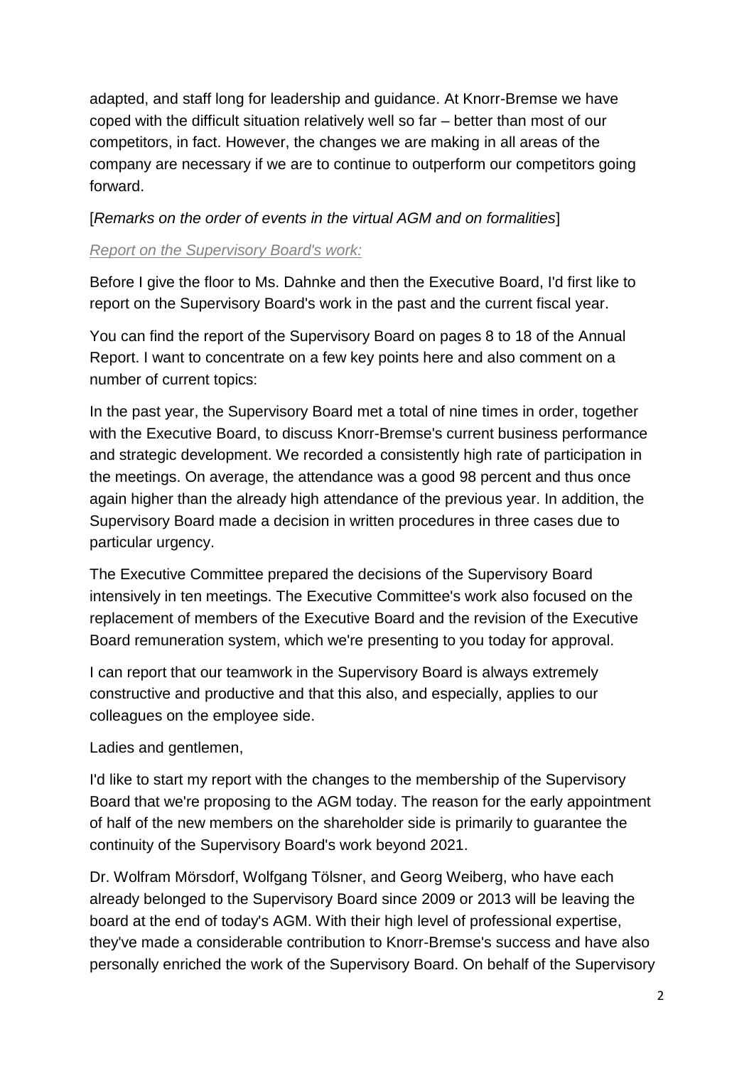adapted, and staff long for leadership and guidance. At Knorr-Bremse we have coped with the difficult situation relatively well so far – better than most of our competitors, in fact. However, the changes we are making in all areas of the company are necessary if we are to continue to outperform our competitors going forward.

[*Remarks on the order of events in the virtual AGM and on formalities*]

*Report on the Supervisory Board's work:*

Before I give the floor to Ms. Dahnke and then the Executive Board, I'd first like to report on the Supervisory Board's work in the past and the current fiscal year.

You can find the report of the Supervisory Board on pages 8 to 18 of the Annual Report. I want to concentrate on a few key points here and also comment on a number of current topics:

In the past year, the Supervisory Board met a total of nine times in order, together with the Executive Board, to discuss Knorr-Bremse's current business performance and strategic development. We recorded a consistently high rate of participation in the meetings. On average, the attendance was a good 98 percent and thus once again higher than the already high attendance of the previous year. In addition, the Supervisory Board made a decision in written procedures in three cases due to particular urgency.

The Executive Committee prepared the decisions of the Supervisory Board intensively in ten meetings. The Executive Committee's work also focused on the replacement of members of the Executive Board and the revision of the Executive Board remuneration system, which we're presenting to you today for approval.

I can report that our teamwork in the Supervisory Board is always extremely constructive and productive and that this also, and especially, applies to our colleagues on the employee side.

Ladies and gentlemen,

I'd like to start my report with the changes to the membership of the Supervisory Board that we're proposing to the AGM today. The reason for the early appointment of half of the new members on the shareholder side is primarily to guarantee the continuity of the Supervisory Board's work beyond 2021.

Dr. Wolfram Mörsdorf, Wolfgang Tölsner, and Georg Weiberg, who have each already belonged to the Supervisory Board since 2009 or 2013 will be leaving the board at the end of today's AGM. With their high level of professional expertise, they've made a considerable contribution to Knorr-Bremse's success and have also personally enriched the work of the Supervisory Board. On behalf of the Supervisory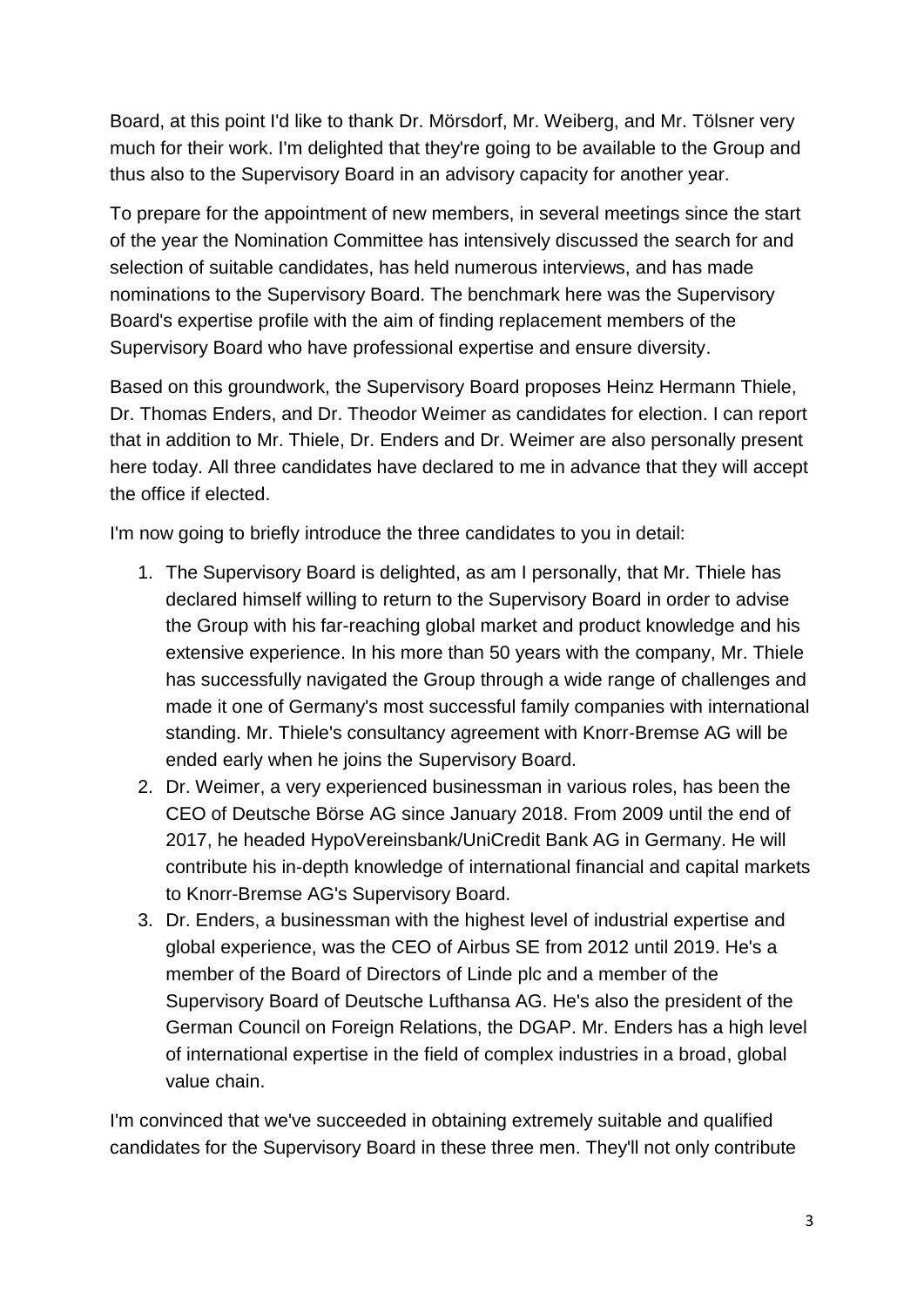Board, at this point I'd like to thank Dr. Mörsdorf, Mr. Weiberg, and Mr. Tölsner very much for their work. I'm delighted that they're going to be available to the Group and thus also to the Supervisory Board in an advisory capacity for another year.

To prepare for the appointment of new members, in several meetings since the start of the year the Nomination Committee has intensively discussed the search for and selection of suitable candidates, has held numerous interviews, and has made nominations to the Supervisory Board. The benchmark here was the Supervisory Board's expertise profile with the aim of finding replacement members of the Supervisory Board who have professional expertise and ensure diversity.

Based on this groundwork, the Supervisory Board proposes Heinz Hermann Thiele, Dr. Thomas Enders, and Dr. Theodor Weimer as candidates for election. I can report that in addition to Mr. Thiele, Dr. Enders and Dr. Weimer are also personally present here today. All three candidates have declared to me in advance that they will accept the office if elected.

I'm now going to briefly introduce the three candidates to you in detail:

1. The Supervisory Board is delighted, as am I personally, that Mr. Thiele has declared himself willing to return to the Supervisory Board in order to advise the Group with his far-reaching global market and product knowledge and his extensive experience. In his more than 50 years with the company, Mr. Thiele has successfully navigated the Group through a wide range of challenges and made it one of Germany's most successful family companies with international standing. Mr. Thiele's consultancy agreement with Knorr-Bremse AG will be ended early when he joins the Supervisory Board.
2. Dr. Weimer, a very experienced businessman in various roles, has been the CEO of Deutsche Börse AG since January 2018. From 2009 until the end of 2017, he headed HypoVereinsbank/UniCredit Bank AG in Germany. He will contribute his in-depth knowledge of international financial and capital markets to Knorr-Bremse AG's Supervisory Board.
3. Dr. Enders, a businessman with the highest level of industrial expertise and global experience, was the CEO of Airbus SE from 2012 until 2019. He's a member of the Board of Directors of Linde plc and a member of the Supervisory Board of Deutsche Lufthansa AG. He's also the president of the German Council on Foreign Relations, the DGAP. Mr. Enders has a high level of international expertise in the field of complex industries in a broad, global value chain.

I'm convinced that we've succeeded in obtaining extremely suitable and qualified candidates for the Supervisory Board in these three men. They'll not only contribute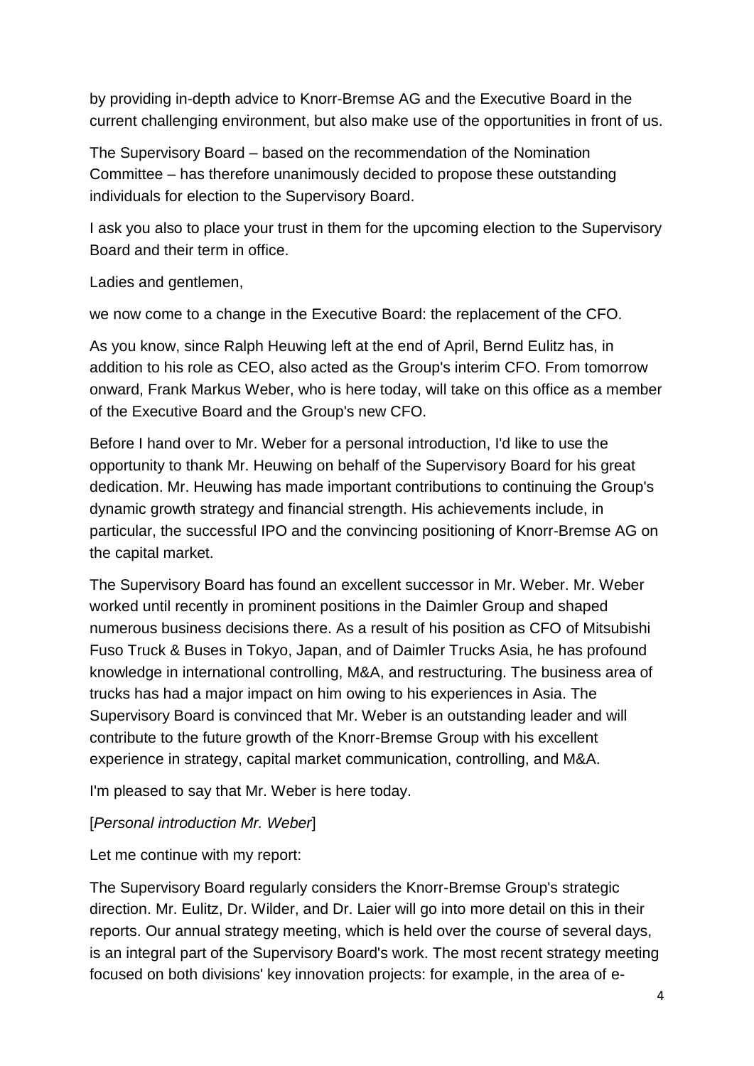by providing in-depth advice to Knorr-Bremse AG and the Executive Board in the current challenging environment, but also make use of the opportunities in front of us.

The Supervisory Board – based on the recommendation of the Nomination Committee – has therefore unanimously decided to propose these outstanding individuals for election to the Supervisory Board.

I ask you also to place your trust in them for the upcoming election to the Supervisory Board and their term in office.

Ladies and gentlemen,

we now come to a change in the Executive Board: the replacement of the CFO.

As you know, since Ralph Heuwing left at the end of April, Bernd Eulitz has, in addition to his role as CEO, also acted as the Group's interim CFO. From tomorrow onward, Frank Markus Weber, who is here today, will take on this office as a member of the Executive Board and the Group's new CFO.

Before I hand over to Mr. Weber for a personal introduction, I'd like to use the opportunity to thank Mr. Heuwing on behalf of the Supervisory Board for his great dedication. Mr. Heuwing has made important contributions to continuing the Group's dynamic growth strategy and financial strength. His achievements include, in particular, the successful IPO and the convincing positioning of Knorr-Bremse AG on the capital market.

The Supervisory Board has found an excellent successor in Mr. Weber. Mr. Weber worked until recently in prominent positions in the Daimler Group and shaped numerous business decisions there. As a result of his position as CFO of Mitsubishi Fuso Truck & Buses in Tokyo, Japan, and of Daimler Trucks Asia, he has profound knowledge in international controlling, M&A, and restructuring. The business area of trucks has had a major impact on him owing to his experiences in Asia. The Supervisory Board is convinced that Mr. Weber is an outstanding leader and will contribute to the future growth of the Knorr-Bremse Group with his excellent experience in strategy, capital market communication, controlling, and M&A.

I'm pleased to say that Mr. Weber is here today.

[*Personal introduction Mr. Weber*]

Let me continue with my report:

The Supervisory Board regularly considers the Knorr-Bremse Group's strategic direction. Mr. Eulitz, Dr. Wilder, and Dr. Laier will go into more detail on this in their reports. Our annual strategy meeting, which is held over the course of several days, is an integral part of the Supervisory Board's work. The most recent strategy meeting focused on both divisions' key innovation projects: for example, in the area of e-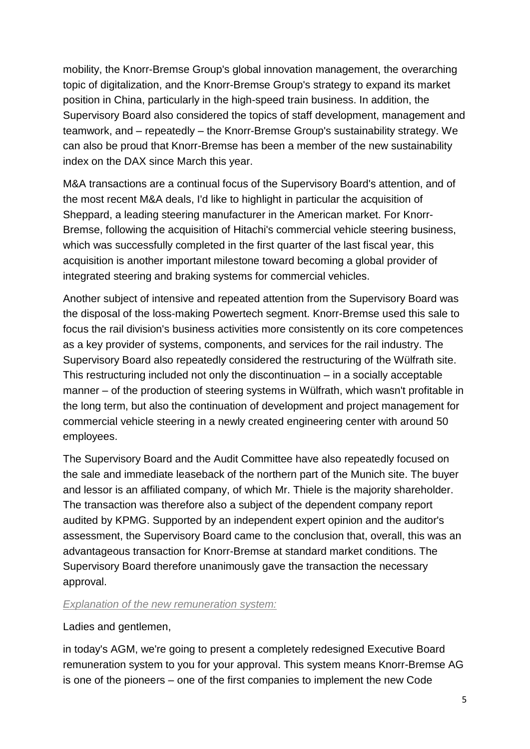mobility, the Knorr-Bremse Group's global innovation management, the overarching topic of digitalization, and the Knorr-Bremse Group's strategy to expand its market position in China, particularly in the high-speed train business. In addition, the Supervisory Board also considered the topics of staff development, management and teamwork, and – repeatedly – the Knorr-Bremse Group's sustainability strategy. We can also be proud that Knorr-Bremse has been a member of the new sustainability index on the DAX since March this year.

M&A transactions are a continual focus of the Supervisory Board's attention, and of the most recent M&A deals, I'd like to highlight in particular the acquisition of Sheppard, a leading steering manufacturer in the American market. For Knorr-Bremse, following the acquisition of Hitachi's commercial vehicle steering business, which was successfully completed in the first quarter of the last fiscal year, this acquisition is another important milestone toward becoming a global provider of integrated steering and braking systems for commercial vehicles.

Another subject of intensive and repeated attention from the Supervisory Board was the disposal of the loss-making Powertech segment. Knorr-Bremse used this sale to focus the rail division's business activities more consistently on its core competences as a key provider of systems, components, and services for the rail industry. The Supervisory Board also repeatedly considered the restructuring of the Wülfrath site. This restructuring included not only the discontinuation – in a socially acceptable manner – of the production of steering systems in Wülfrath, which wasn't profitable in the long term, but also the continuation of development and project management for commercial vehicle steering in a newly created engineering center with around 50 employees.

The Supervisory Board and the Audit Committee have also repeatedly focused on the sale and immediate leaseback of the northern part of the Munich site. The buyer and lessor is an affiliated company, of which Mr. Thiele is the majority shareholder. The transaction was therefore also a subject of the dependent company report audited by KPMG. Supported by an independent expert opinion and the auditor's assessment, the Supervisory Board came to the conclusion that, overall, this was an advantageous transaction for Knorr-Bremse at standard market conditions. The Supervisory Board therefore unanimously gave the transaction the necessary approval.

*Explanation of the new remuneration system:*

Ladies and gentlemen,

in today's AGM, we're going to present a completely redesigned Executive Board remuneration system to you for your approval. This system means Knorr-Bremse AG is one of the pioneers – one of the first companies to implement the new Code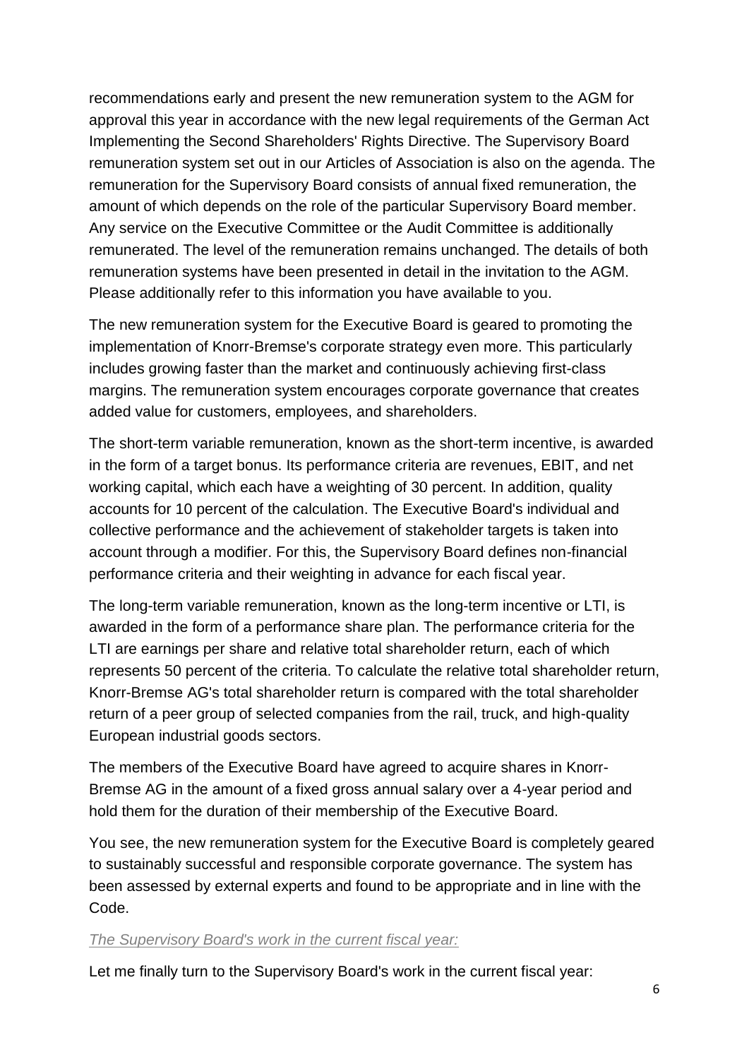recommendations early and present the new remuneration system to the AGM for approval this year in accordance with the new legal requirements of the German Act Implementing the Second Shareholders' Rights Directive. The Supervisory Board remuneration system set out in our Articles of Association is also on the agenda. The remuneration for the Supervisory Board consists of annual fixed remuneration, the amount of which depends on the role of the particular Supervisory Board member. Any service on the Executive Committee or the Audit Committee is additionally remunerated. The level of the remuneration remains unchanged. The details of both remuneration systems have been presented in detail in the invitation to the AGM. Please additionally refer to this information you have available to you.

The new remuneration system for the Executive Board is geared to promoting the implementation of Knorr-Bremse's corporate strategy even more. This particularly includes growing faster than the market and continuously achieving first-class margins. The remuneration system encourages corporate governance that creates added value for customers, employees, and shareholders.

The short-term variable remuneration, known as the short-term incentive, is awarded in the form of a target bonus. Its performance criteria are revenues, EBIT, and net working capital, which each have a weighting of 30 percent. In addition, quality accounts for 10 percent of the calculation. The Executive Board's individual and collective performance and the achievement of stakeholder targets is taken into account through a modifier. For this, the Supervisory Board defines non-financial performance criteria and their weighting in advance for each fiscal year.

The long-term variable remuneration, known as the long-term incentive or LTI, is awarded in the form of a performance share plan. The performance criteria for the LTI are earnings per share and relative total shareholder return, each of which represents 50 percent of the criteria. To calculate the relative total shareholder return, Knorr-Bremse AG's total shareholder return is compared with the total shareholder return of a peer group of selected companies from the rail, truck, and high-quality European industrial goods sectors.

The members of the Executive Board have agreed to acquire shares in Knorr-Bremse AG in the amount of a fixed gross annual salary over a 4-year period and hold them for the duration of their membership of the Executive Board.

You see, the new remuneration system for the Executive Board is completely geared to sustainably successful and responsible corporate governance. The system has been assessed by external experts and found to be appropriate and in line with the Code.

*The Supervisory Board's work in the current fiscal year:*

Let me finally turn to the Supervisory Board's work in the current fiscal year: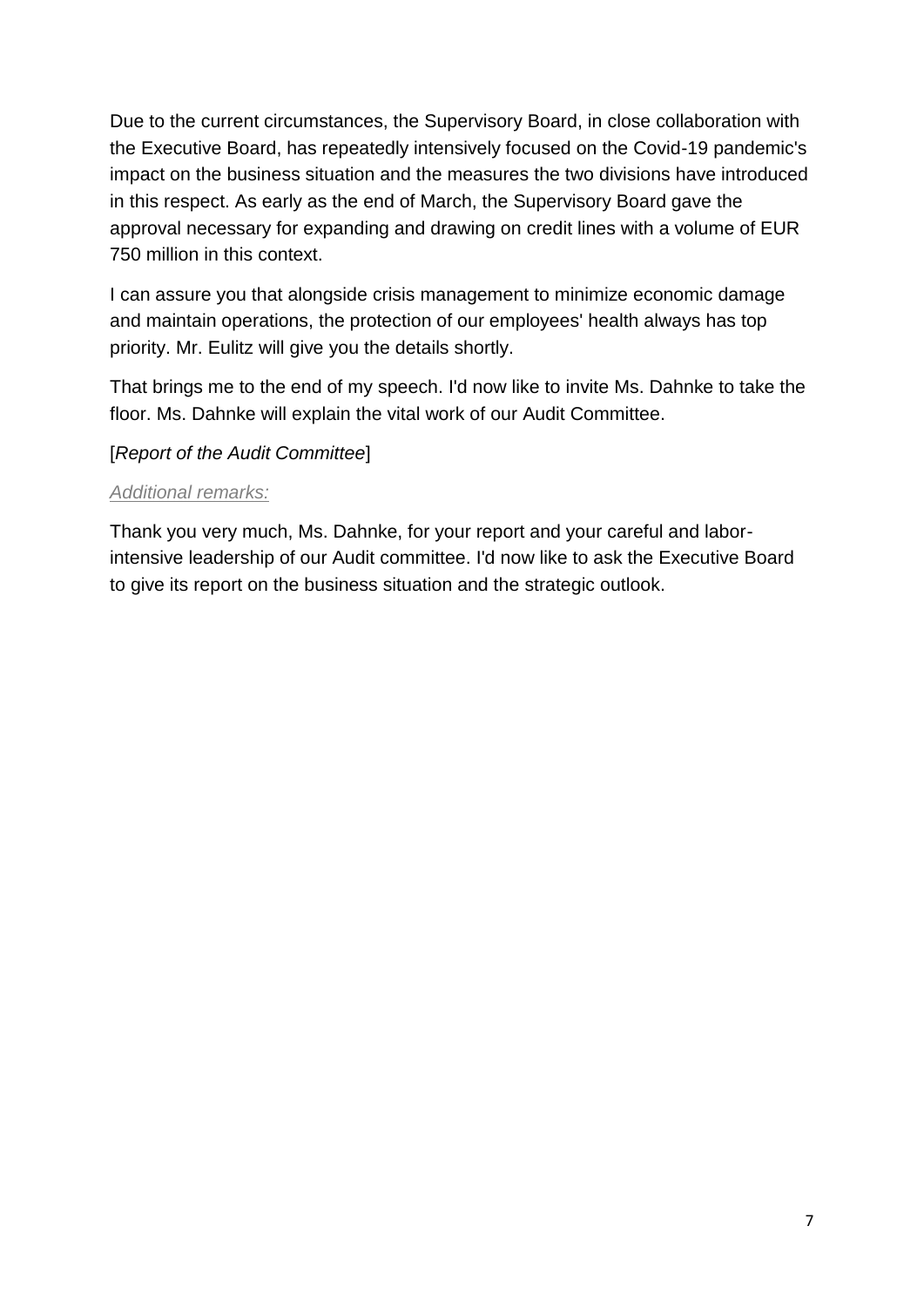Due to the current circumstances, the Supervisory Board, in close collaboration with the Executive Board, has repeatedly intensively focused on the Covid-19 pandemic's impact on the business situation and the measures the two divisions have introduced in this respect. As early as the end of March, the Supervisory Board gave the approval necessary for expanding and drawing on credit lines with a volume of EUR 750 million in this context.

I can assure you that alongside crisis management to minimize economic damage and maintain operations, the protection of our employees' health always has top priority. Mr. Eulitz will give you the details shortly.

That brings me to the end of my speech. I'd now like to invite Ms. Dahnke to take the floor. Ms. Dahnke will explain the vital work of our Audit Committee.

[*Report of the Audit Committee*]

*Additional remarks:*

Thank you very much, Ms. Dahnke, for your report and your careful and labor-intensive leadership of our Audit committee. I'd now like to ask the Executive Board to give its report on the business situation and the strategic outlook.